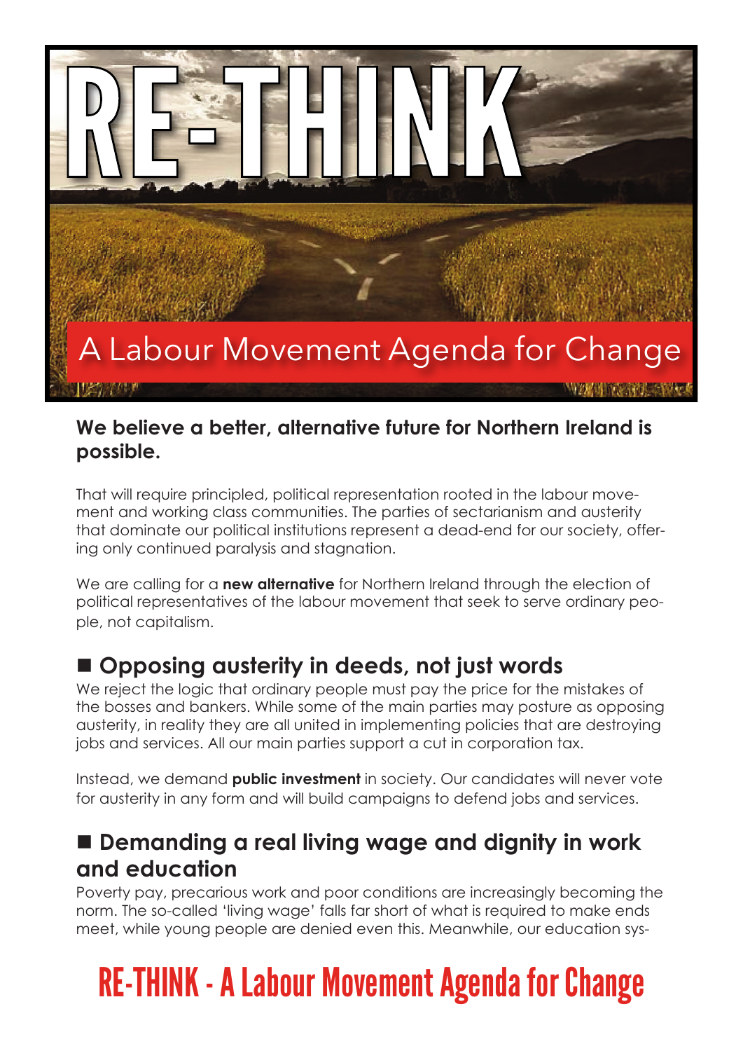# RE-THINK

## A Labour Movement Agenda for Change

**We believe a better, alternative future for Northern Ireland is possible.**

That will require principled, political representation rooted in the labour movement and working class communities. The parties of sectarianism and austerity that dominate our political institutions represent a dead-end for our society, offering only continued paralysis and stagnation.

We are calling for a **new alternative** for Northern Ireland through the election of political representatives of the labour movement that seek to serve ordinary people, not capitalism.

### ■ Opposing austerity in deeds, not just words

We reject the logic that ordinary people must pay the price for the mistakes of the bosses and bankers. While some of the main parties may posture as opposing austerity, in reality they are all united in implementing policies that are destroying jobs and services. All our main parties support a cut in corporation tax.

Instead, we demand **public investment** in society. Our candidates will never vote for austerity in any form and will build campaigns to defend jobs and services.

### ■ Demanding a real living wage and dignity in work and education

Poverty pay, precarious work and poor conditions are increasingly becoming the norm. The so-called 'living wage' falls far short of what is required to make ends meet, while young people are denied even this. Meanwhile, our education sys-

**RE-THINK - A Labour Movement Agenda for Change**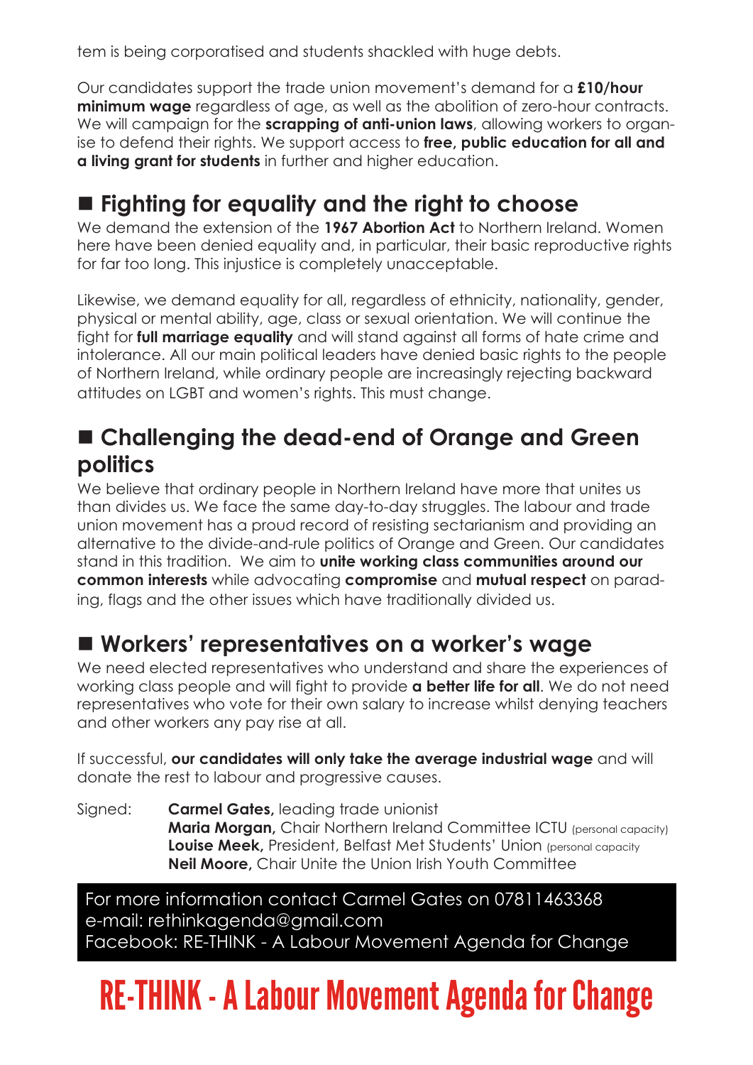tem is being corporatised and students shackled with huge debts.

Our candidates support the trade union movement's demand for a **£10/hour minimum wage** regardless of age, as well as the abolition of zero-hour contracts. We will campaign for the **scrapping of anti-union laws**, allowing workers to organise to defend their rights. We support access to **free, public education for all and a living grant for students** in further and higher education.

## ■ Fighting for equality and the right to choose

We demand the extension of the **1967 Abortion Act** to Northern Ireland. Women here have been denied equality and, in particular, their basic reproductive rights for far too long. This injustice is completely unacceptable.

Likewise, we demand equality for all, regardless of ethnicity, nationality, gender, physical or mental ability, age, class or sexual orientation. We will continue the fight for **full marriage equality** and will stand against all forms of hate crime and intolerance. All our main political leaders have denied basic rights to the people of Northern Ireland, while ordinary people are increasingly rejecting backward attitudes on LGBT and women's rights. This must change.

## ■ Challenging the dead-end of Orange and Green politics

We believe that ordinary people in Northern Ireland have more that unites us than divides us. We face the same day-to-day struggles. The labour and trade union movement has a proud record of resisting sectarianism and providing an alternative to the divide-and-rule politics of Orange and Green. Our candidates stand in this tradition. We aim to **unite working class communities around our common interests** while advocating **compromise** and **mutual respect** on parading, flags and the other issues which have traditionally divided us.

## ■ Workers' representatives on a worker's wage

We need elected representatives who understand and share the experiences of working class people and will fight to provide **a better life for all**. We do not need representatives who vote for their own salary to increase whilst denying teachers and other workers any pay rise at all.

If successful, **our candidates will only take the average industrial wage** and will donate the rest to labour and progressive causes.

Signed: **Carmel Gates,** leading trade unionist
**Maria Morgan,** Chair Northern Ireland Committee ICTU (personal capacity)
**Louise Meek,** President, Belfast Met Students' Union (personal capacity
**Neil Moore,** Chair Unite the Union Irish Youth Committee

For more information contact Carmel Gates on 07811463368
e-mail: rethinkagenda@gmail.com
Facebook: RE-THINK - A Labour Movement Agenda for Change

# RE-THINK - A Labour Movement Agenda for Change